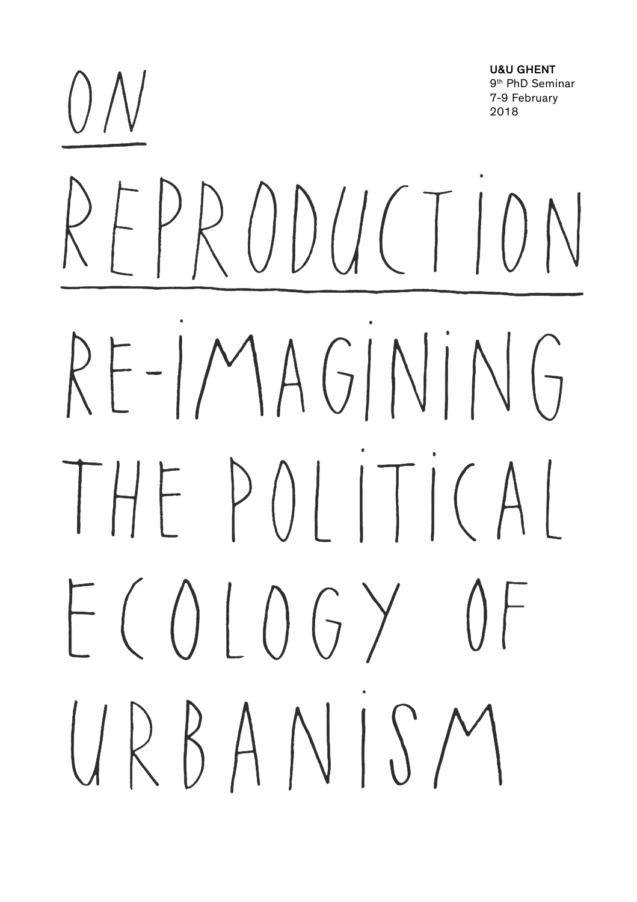**U&U GHENT**
9th PhD Seminar
7-9 February
2018

# ON REPRODUCTION

# RE-IMAGINING THE POLITICAL ECOLOGY OF URBANISM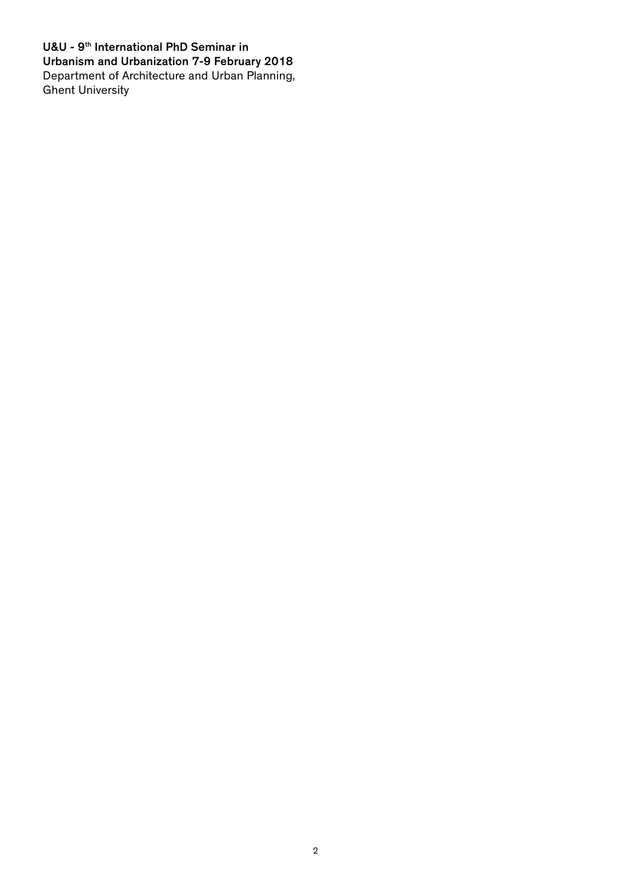**U&U - 9th International PhD Seminar in Urbanism and Urbanization 7-9 February 2018**
Department of Architecture and Urban Planning,
Ghent University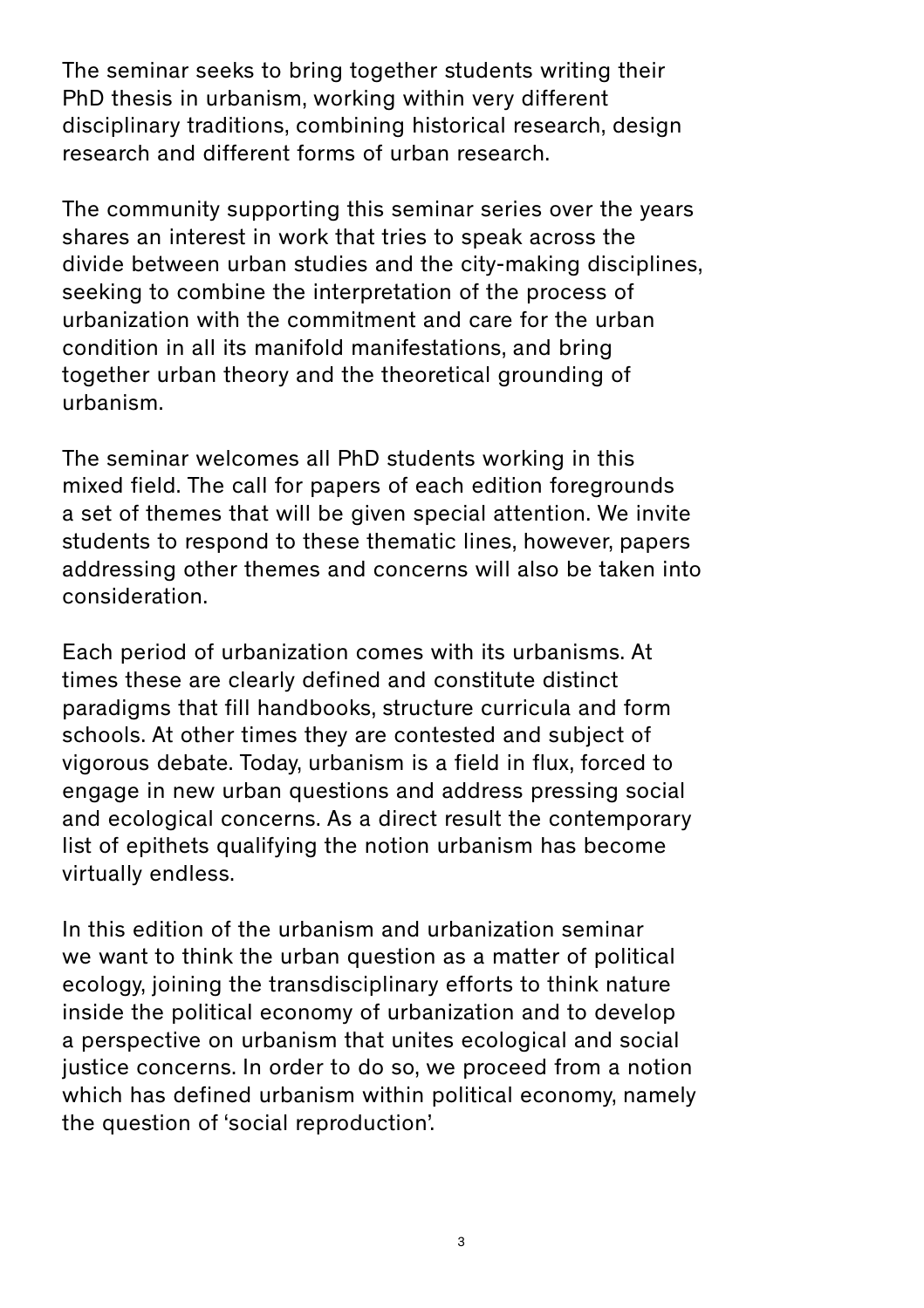The seminar seeks to bring together students writing their PhD thesis in urbanism, working within very different disciplinary traditions, combining historical research, design research and different forms of urban research.

The community supporting this seminar series over the years shares an interest in work that tries to speak across the divide between urban studies and the city-making disciplines, seeking to combine the interpretation of the process of urbanization with the commitment and care for the urban condition in all its manifold manifestations, and bring together urban theory and the theoretical grounding of urbanism.

The seminar welcomes all PhD students working in this mixed field. The call for papers of each edition foregrounds a set of themes that will be given special attention. We invite students to respond to these thematic lines, however, papers addressing other themes and concerns will also be taken into consideration.

Each period of urbanization comes with its urbanisms. At times these are clearly defined and constitute distinct paradigms that fill handbooks, structure curricula and form schools. At other times they are contested and subject of vigorous debate. Today, urbanism is a field in flux, forced to engage in new urban questions and address pressing social and ecological concerns. As a direct result the contemporary list of epithets qualifying the notion urbanism has become virtually endless.

In this edition of the urbanism and urbanization seminar we want to think the urban question as a matter of political ecology, joining the transdisciplinary efforts to think nature inside the political economy of urbanization and to develop a perspective on urbanism that unites ecological and social justice concerns. In order to do so, we proceed from a notion which has defined urbanism within political economy, namely the question of 'social reproduction'.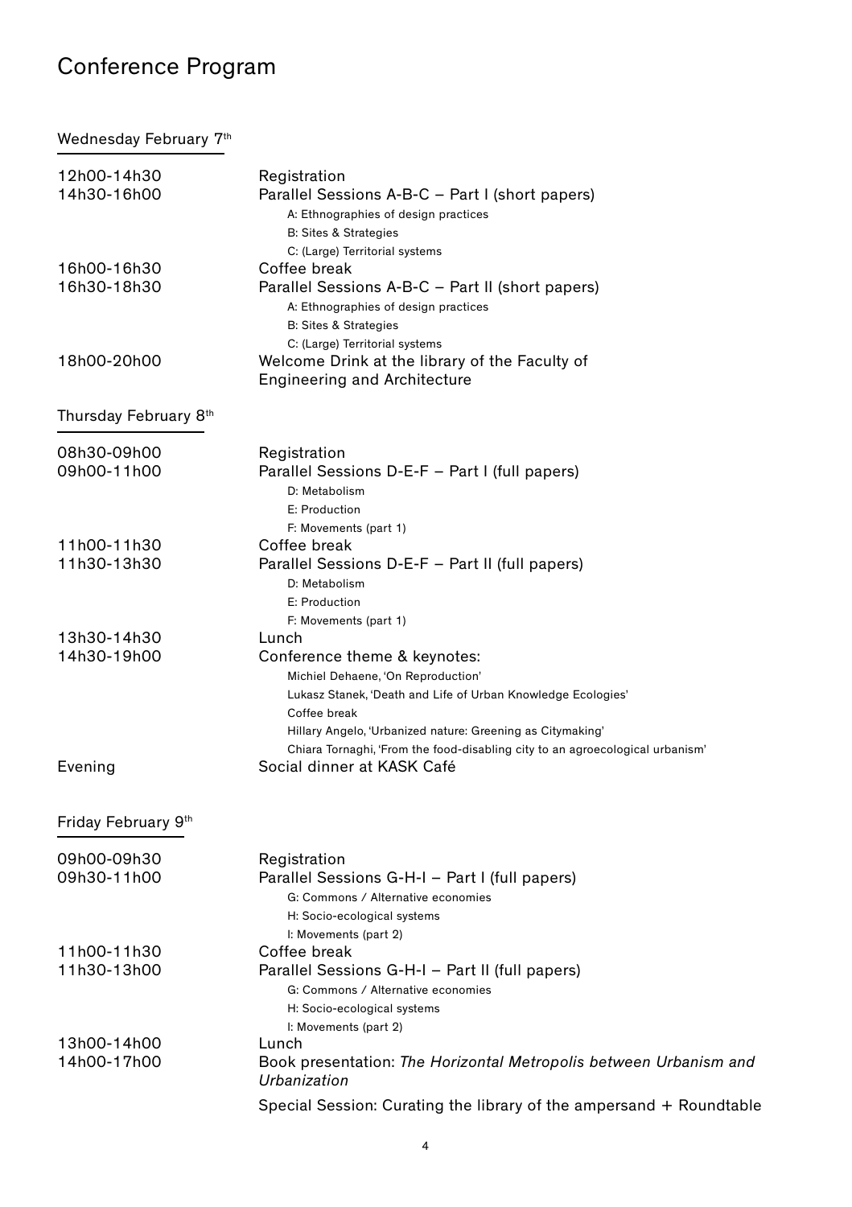# Conference Program

## Wednesday February 7th

| | |
|---|---|
| 12h00-14h30 | Registration |
| 14h30-16h00 | Parallel Sessions A-B-C – Part I (short papers)<br>A: Ethnographies of design practices<br>B: Sites & Strategies<br>C: (Large) Territorial systems |
| 16h00-16h30 | Coffee break |
| 16h30-18h30 | Parallel Sessions A-B-C – Part II (short papers)<br>A: Ethnographies of design practices<br>B: Sites & Strategies<br>C: (Large) Territorial systems |
| 18h00-20h00 | Welcome Drink at the library of the Faculty of Engineering and Architecture |

## Thursday February 8th

| | |
|---|---|
| 08h30-09h00 | Registration |
| 09h00-11h00 | Parallel Sessions D-E-F – Part I (full papers)<br>D: Metabolism<br>E: Production<br>F: Movements (part 1) |
| 11h00-11h30 | Coffee break |
| 11h30-13h30 | Parallel Sessions D-E-F – Part II (full papers)<br>D: Metabolism<br>E: Production<br>F: Movements (part 1) |
| 13h30-14h30 | Lunch |
| 14h30-19h00 | Conference theme & keynotes:<br>Michiel Dehaene, 'On Reproduction'<br>Lukasz Stanek, 'Death and Life of Urban Knowledge Ecologies'<br>Coffee break<br>Hillary Angelo, 'Urbanized nature: Greening as Citymaking'<br>Chiara Tornaghi, 'From the food-disabling city to an agroecological urbanism' |
| Evening | Social dinner at KASK Café |

## Friday February 9th

| | |
|---|---|
| 09h00-09h30 | Registration |
| 09h30-11h00 | Parallel Sessions G-H-I – Part I (full papers)<br>G: Commons / Alternative economies<br>H: Socio-ecological systems<br>I: Movements (part 2) |
| 11h00-11h30 | Coffee break |
| 11h30-13h00 | Parallel Sessions G-H-I – Part II (full papers)<br>G: Commons / Alternative economies<br>H: Socio-ecological systems<br>I: Movements (part 2) |
| 13h00-14h00 | Lunch |
| 14h00-17h00 | Book presentation: *The Horizontal Metropolis between Urbanism and Urbanization*<br>Special Session: Curating the library of the ampersand + Roundtable |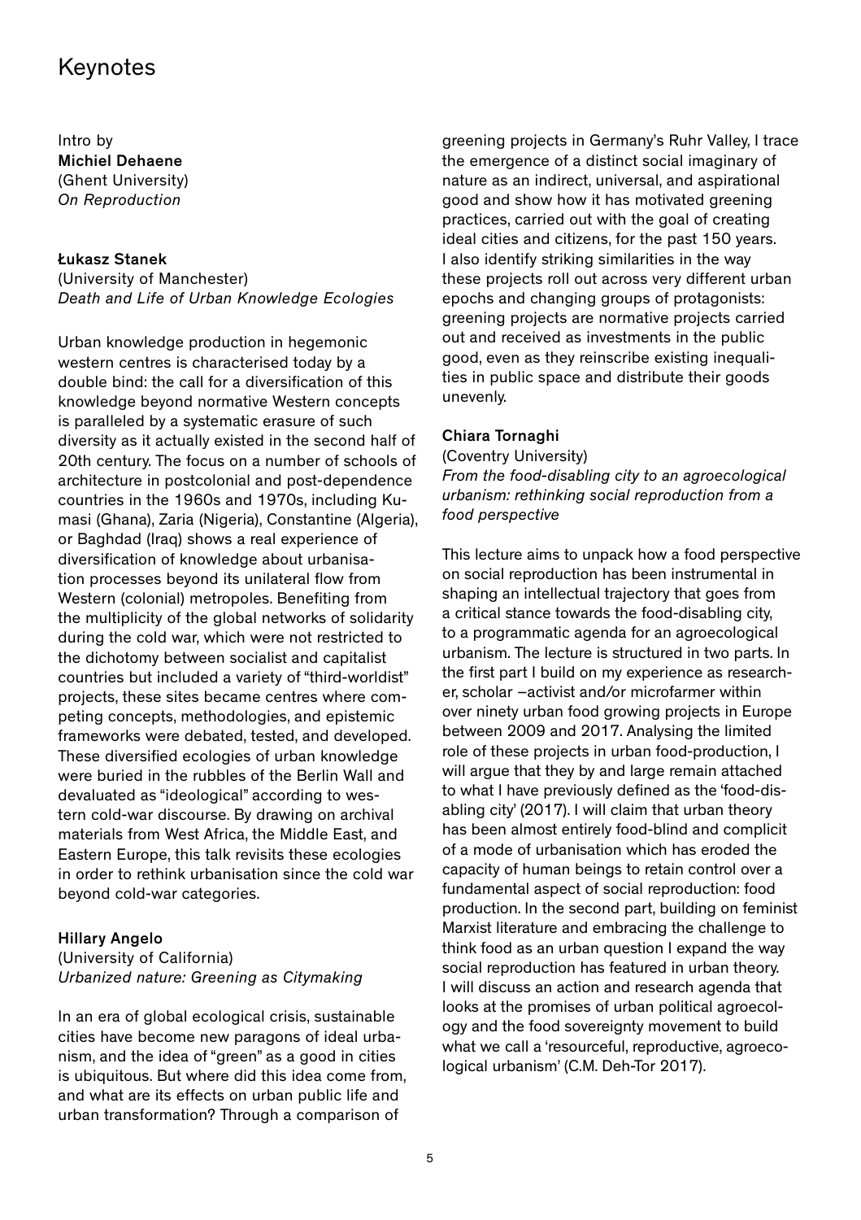# Keynotes

Intro by
**Michiel Dehaene**
(Ghent University)
*On Reproduction*

**Łukasz Stanek**
(University of Manchester)
*Death and Life of Urban Knowledge Ecologies*

Urban knowledge production in hegemonic western centres is characterised today by a double bind: the call for a diversification of this knowledge beyond normative Western concepts is paralleled by a systematic erasure of such diversity as it actually existed in the second half of 20th century. The focus on a number of schools of architecture in postcolonial and post-dependence countries in the 1960s and 1970s, including Kumasi (Ghana), Zaria (Nigeria), Constantine (Algeria), or Baghdad (Iraq) shows a real experience of diversification of knowledge about urbanisation processes beyond its unilateral flow from Western (colonial) metropoles. Benefiting from the multiplicity of the global networks of solidarity during the cold war, which were not restricted to the dichotomy between socialist and capitalist countries but included a variety of "third-worldist" projects, these sites became centres where competing concepts, methodologies, and epistemic frameworks were debated, tested, and developed. These diversified ecologies of urban knowledge were buried in the rubbles of the Berlin Wall and devaluated as "ideological" according to western cold-war discourse. By drawing on archival materials from West Africa, the Middle East, and Eastern Europe, this talk revisits these ecologies in order to rethink urbanisation since the cold war beyond cold-war categories.

**Hillary Angelo**
(University of California)
*Urbanized nature: Greening as Citymaking*

In an era of global ecological crisis, sustainable cities have become new paragons of ideal urbanism, and the idea of "green" as a good in cities is ubiquitous. But where did this idea come from, and what are its effects on urban public life and urban transformation? Through a comparison of greening projects in Germany's Ruhr Valley, I trace the emergence of a distinct social imaginary of nature as an indirect, universal, and aspirational good and show how it has motivated greening practices, carried out with the goal of creating ideal cities and citizens, for the past 150 years. I also identify striking similarities in the way these projects roll out across very different urban epochs and changing groups of protagonists: greening projects are normative projects carried out and received as investments in the public good, even as they reinscribe existing inequalities in public space and distribute their goods unevenly.

**Chiara Tornaghi**
(Coventry University)
*From the food-disabling city to an agroecological urbanism: rethinking social reproduction from a food perspective*

This lecture aims to unpack how a food perspective on social reproduction has been instrumental in shaping an intellectual trajectory that goes from a critical stance towards the food-disabling city, to a programmatic agenda for an agroecological urbanism. The lecture is structured in two parts. In the first part I build on my experience as researcher, scholar –activist and/or microfarmer within over ninety urban food growing projects in Europe between 2009 and 2017. Analysing the limited role of these projects in urban food-production, I will argue that they by and large remain attached to what I have previously defined as the 'food-disabling city' (2017). I will claim that urban theory has been almost entirely food-blind and complicit of a mode of urbanisation which has eroded the capacity of human beings to retain control over a fundamental aspect of social reproduction: food production. In the second part, building on feminist Marxist literature and embracing the challenge to think food as an urban question I expand the way social reproduction has featured in urban theory. I will discuss an action and research agenda that looks at the promises of urban political agroecology and the food sovereignty movement to build what we call a 'resourceful, reproductive, agroecological urbanism' (C.M. Deh-Tor 2017).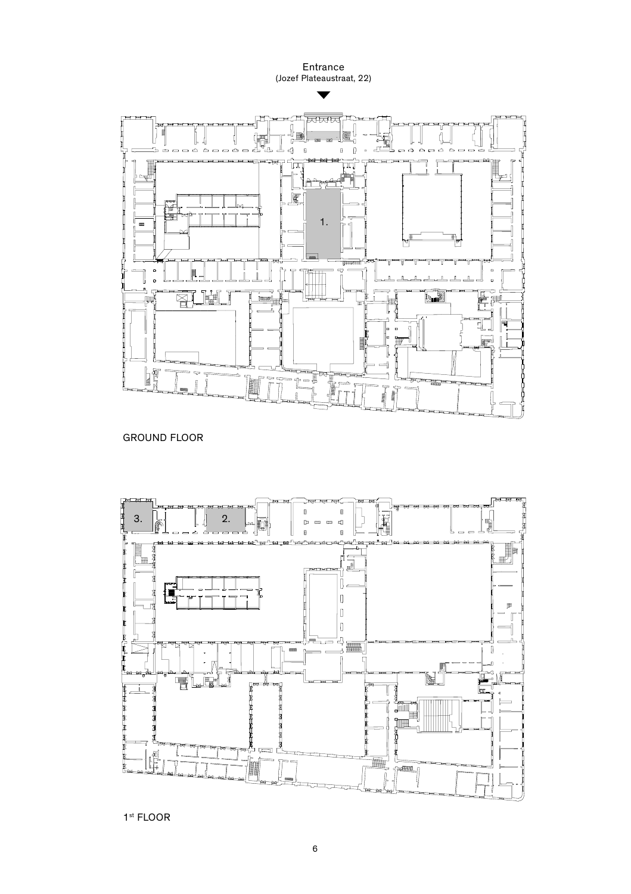Entrance
(Jozef Plateaustraat, 22)

1.

GROUND FLOOR

3.

2.

1st FLOOR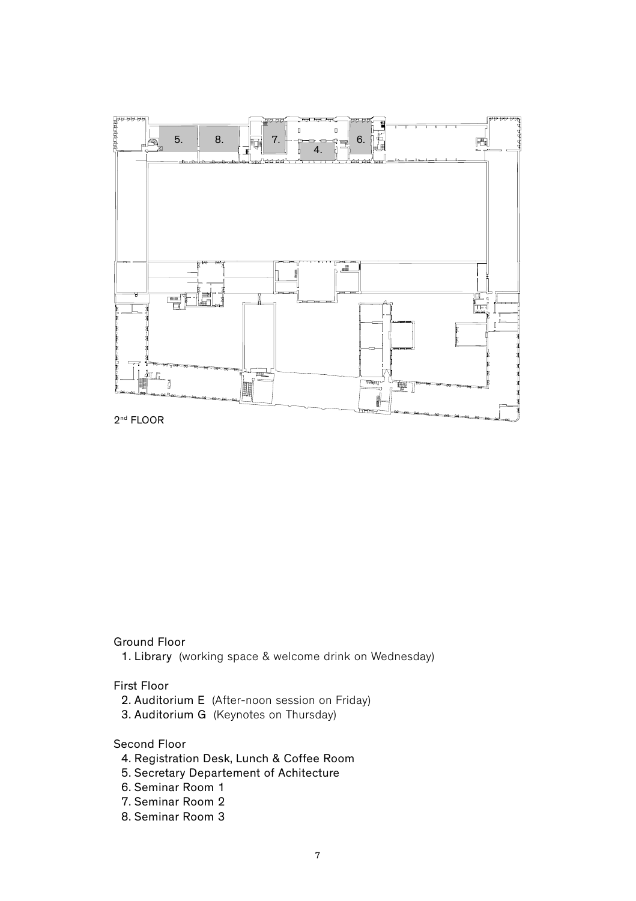2nd FLOOR

Ground Floor

1. Library (working space & welcome drink on Wednesday)

First Floor

2. Auditorium E (After-noon session on Friday)
3. Auditorium G (Keynotes on Thursday)

Second Floor

4. Registration Desk, Lunch & Coffee Room
5. Secretary Departement of Achitecture
6. Seminar Room 1
7. Seminar Room 2
8. Seminar Room 3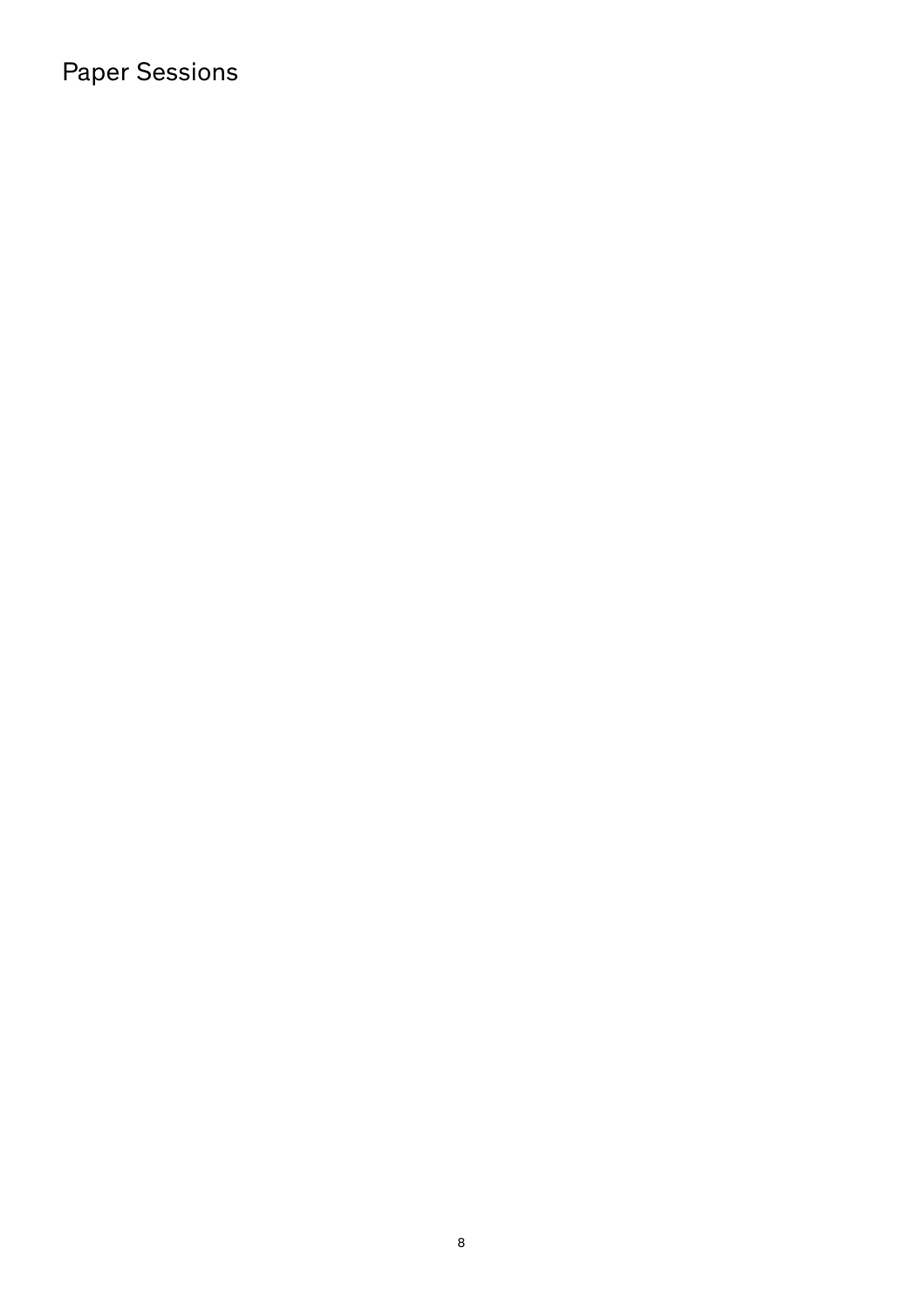# Paper Sessions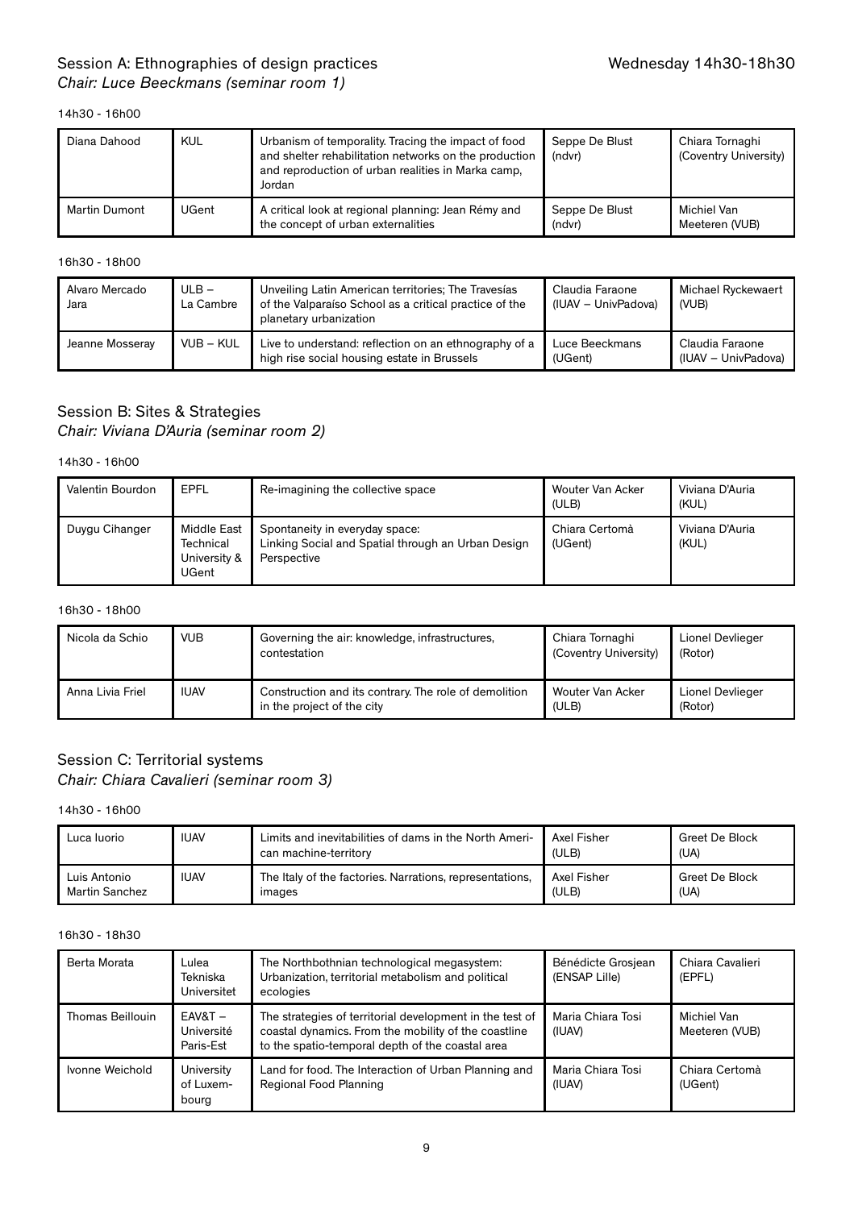## Session A: Ethnographies of design practices

Wednesday 14h30-18h30

*Chair: Luce Beeckmans (seminar room 1)*

14h30 - 16h00

| | | | | |
|---|---|---|---|---|
| Diana Dahood | KUL | Urbanism of temporality. Tracing the impact of food and shelter rehabilitation networks on the production and reproduction of urban realities in Marka camp, Jordan | Seppe De Blust (ndvr) | Chiara Tornaghi (Coventry University) |
| Martin Dumont | UGent | A critical look at regional planning: Jean Rémy and the concept of urban externalities | Seppe De Blust (ndvr) | Michiel Van Meeteren (VUB) |

16h30 - 18h00

| | | | | |
|---|---|---|---|---|
| Alvaro Mercado Jara | ULB – La Cambre | Unveiling Latin American territories; The Travesías of the Valparaíso School as a critical practice of the planetary urbanization | Claudia Faraone (IUAV – UnivPadova) | Michael Ryckewaert (VUB) |
| Jeanne Mosseray | VUB – KUL | Live to understand: reflection on an ethnography of a high rise social housing estate in Brussels | Luce Beeckmans (UGent) | Claudia Faraone (IUAV – UnivPadova) |

## Session B: Sites & Strategies

*Chair: Viviana D'Auria (seminar room 2)*

14h30 - 16h00

| | | | | |
|---|---|---|---|---|
| Valentin Bourdon | EPFL | Re-imagining the collective space | Wouter Van Acker (ULB) | Viviana D'Auria (KUL) |
| Duygu Cihanger | Middle East Technical University & UGent | Spontaneity in everyday space: Linking Social and Spatial through an Urban Design Perspective | Chiara Certomà (UGent) | Viviana D'Auria (KUL) |

16h30 - 18h00

| | | | | |
|---|---|---|---|---|
| Nicola da Schio | VUB | Governing the air: knowledge, infrastructures, contestation | Chiara Tornaghi (Coventry University) | Lionel Devlieger (Rotor) |
| Anna Livia Friel | IUAV | Construction and its contrary. The role of demolition in the project of the city | Wouter Van Acker (ULB) | Lionel Devlieger (Rotor) |

## Session C: Territorial systems

*Chair: Chiara Cavalieri (seminar room 3)*

14h30 - 16h00

| | | | | |
|---|---|---|---|---|
| Luca Iuorio | IUAV | Limits and inevitabilities of dams in the North American machine-territory | Axel Fisher (ULB) | Greet De Block (UA) |
| Luis Antonio Martin Sanchez | IUAV | The Italy of the factories. Narrations, representations, images | Axel Fisher (ULB) | Greet De Block (UA) |

16h30 - 18h30

| | | | | |
|---|---|---|---|---|
| Berta Morata | Lulea Tekniska Universitet | The Northbothnian technological megasystem: Urbanization, territorial metabolism and political ecologies | Bénédicte Grosjean (ENSAP Lille) | Chiara Cavalieri (EPFL) |
| Thomas Beillouin | EAV&T – Université Paris-Est | The strategies of territorial development in the test of coastal dynamics. From the mobility of the coastline to the spatio-temporal depth of the coastal area | Maria Chiara Tosi (IUAV) | Michiel Van Meeteren (VUB) |
| Ivonne Weichold | University of Luxembourg | Land for food. The Interaction of Urban Planning and Regional Food Planning | Maria Chiara Tosi (IUAV) | Chiara Certomà (UGent) |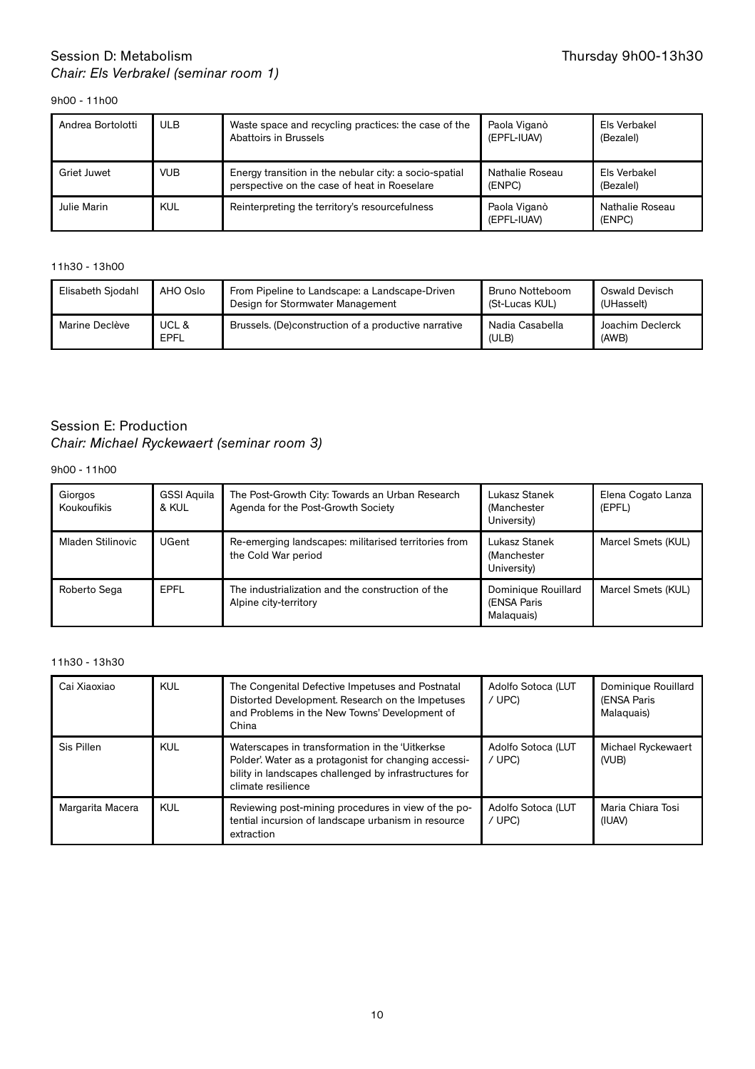## Session D: Metabolism

Thursday 9h00-13h30

*Chair: Els Verbrakel (seminar room 1)*

9h00 - 11h00

| | | | | |
|---|---|---|---|---|
| Andrea Bortolotti | ULB | Waste space and recycling practices: the case of the Abattoirs in Brussels | Paola Viganò (EPFL-IUAV) | Els Verbakel (Bezalel) |
| Griet Juwet | VUB | Energy transition in the nebular city: a socio-spatial perspective on the case of heat in Roeselare | Nathalie Roseau (ENPC) | Els Verbakel (Bezalel) |
| Julie Marin | KUL | Reinterpreting the territory's resourcefulness | Paola Viganò (EPFL-IUAV) | Nathalie Roseau (ENPC) |

11h30 - 13h00

| | | | | |
|---|---|---|---|---|
| Elisabeth Sjodahl | AHO Oslo | From Pipeline to Landscape: a Landscape-Driven Design for Stormwater Management | Bruno Notteboom (St-Lucas KUL) | Oswald Devisch (UHasselt) |
| Marine Declève | UCL & EPFL | Brussels. (De)construction of a productive narrative | Nadia Casabella (ULB) | Joachim Declerck (AWB) |

## Session E: Production

*Chair: Michael Ryckewaert (seminar room 3)*

9h00 - 11h00

| | | | | |
|---|---|---|---|---|
| Giorgos Koukoufikis | GSSI Aquila & KUL | The Post-Growth City: Towards an Urban Research Agenda for the Post-Growth Society | Lukasz Stanek (Manchester University) | Elena Cogato Lanza (EPFL) |
| Mladen Stilinovic | UGent | Re-emerging landscapes: militarised territories from the Cold War period | Lukasz Stanek (Manchester University) | Marcel Smets (KUL) |
| Roberto Sega | EPFL | The industrialization and the construction of the Alpine city-territory | Dominique Rouillard (ENSA Paris Malaquais) | Marcel Smets (KUL) |

11h30 - 13h30

| | | | | |
|---|---|---|---|---|
| Cai Xiaoxiao | KUL | The Congenital Defective Impetuses and Postnatal Distorted Development. Research on the Impetuses and Problems in the New Towns' Development of China | Adolfo Sotoca (LUT / UPC) | Dominique Rouillard (ENSA Paris Malaquais) |
| Sis Pillen | KUL | Waterscapes in transformation in the 'Uitkerkse Polder'. Water as a protagonist for changing accessibility in landscapes challenged by infrastructures for climate resilience | Adolfo Sotoca (LUT / UPC) | Michael Ryckewaert (VUB) |
| Margarita Macera | KUL | Reviewing post-mining procedures in view of the potential incursion of landscape urbanism in resource extraction | Adolfo Sotoca (LUT / UPC) | Maria Chiara Tosi (IUAV) |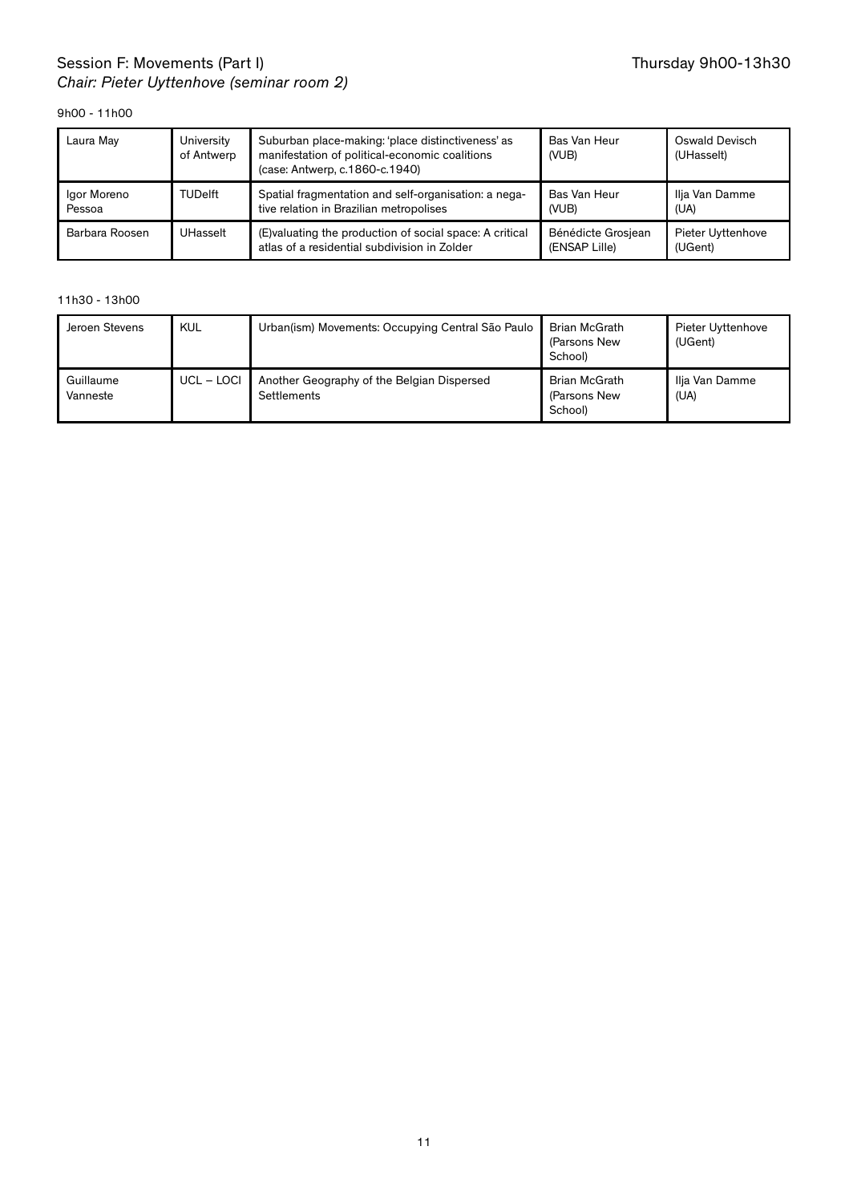## Session F: Movements (Part I)

*Chair: Pieter Uyttenhove (seminar room 2)*

Thursday 9h00-13h30

9h00 - 11h00

| | | | | |
|---|---|---|---|---|
| Laura May | University of Antwerp | Suburban place-making: 'place distinctiveness' as manifestation of political-economic coalitions (case: Antwerp, c.1860-c.1940) | Bas Van Heur (VUB) | Oswald Devisch (UHasselt) |
| Igor Moreno Pessoa | TUDelft | Spatial fragmentation and self-organisation: a negative relation in Brazilian metropolises | Bas Van Heur (VUB) | Ilja Van Damme (UA) |
| Barbara Roosen | UHasselt | (E)valuating the production of social space: A critical atlas of a residential subdivision in Zolder | Bénédicte Grosjean (ENSAP Lille) | Pieter Uyttenhove (UGent) |

11h30 - 13h00

| | | | | |
|---|---|---|---|---|
| Jeroen Stevens | KUL | Urban(ism) Movements: Occupying Central São Paulo | Brian McGrath (Parsons New School) | Pieter Uyttenhove (UGent) |
| Guillaume Vanneste | UCL – LOCI | Another Geography of the Belgian Dispersed Settlements | Brian McGrath (Parsons New School) | Ilja Van Damme (UA) |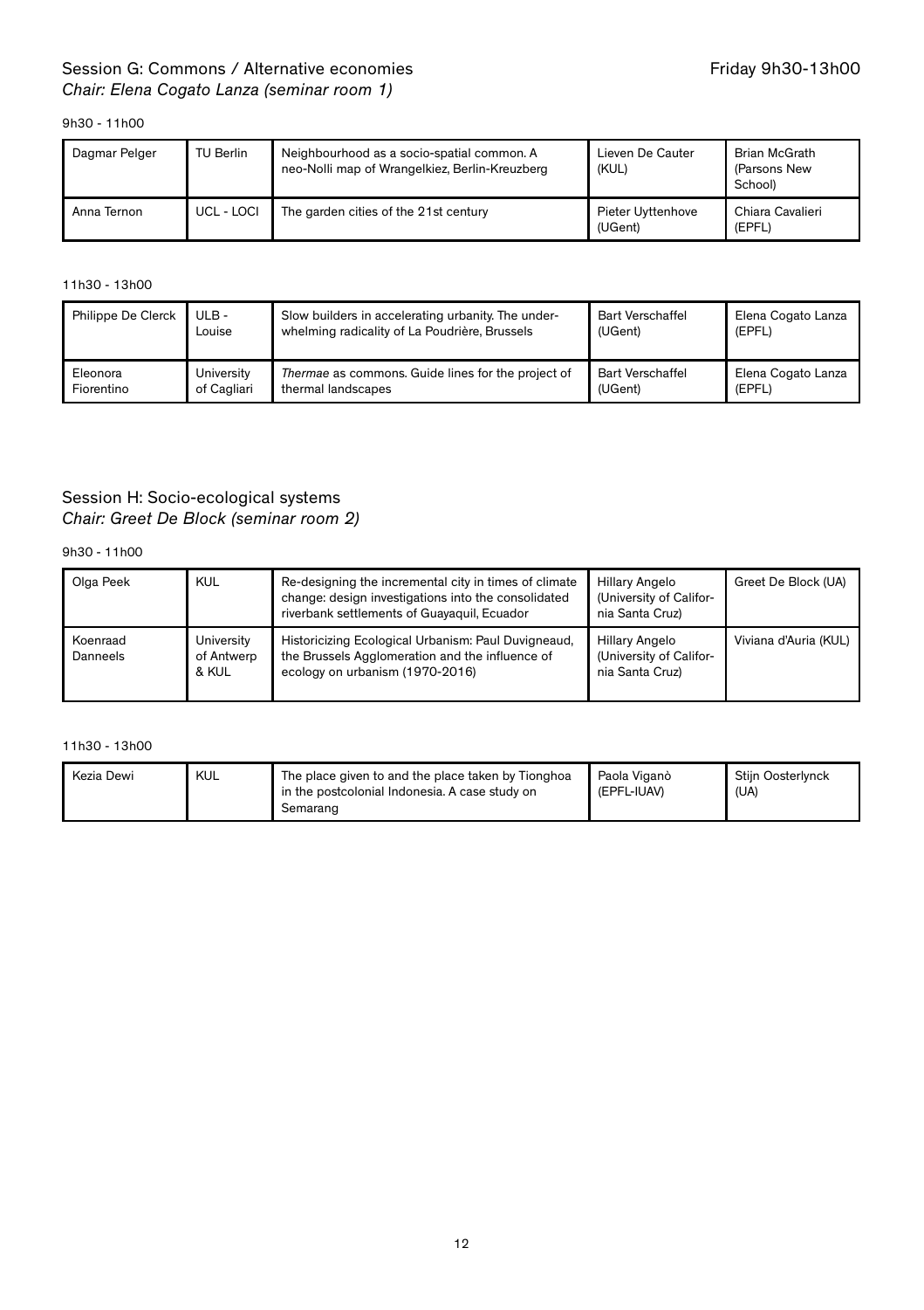## Session G: Commons / Alternative economies

Friday 9h30-13h00

*Chair: Elena Cogato Lanza (seminar room 1)*

9h30 - 11h00

| Dagmar Pelger | TU Berlin | Neighbourhood as a socio-spatial common. A neo-Nolli map of Wrangelkiez, Berlin-Kreuzberg | Lieven De Cauter (KUL) | Brian McGrath (Parsons New School) |
|---|---|---|---|---|
| Anna Ternon | UCL - LOCI | The garden cities of the 21st century | Pieter Uyttenhove (UGent) | Chiara Cavalieri (EPFL) |

11h30 - 13h00

| Philippe De Clerck | ULB - Louise | Slow builders in accelerating urbanity. The underwhelming radicality of La Poudrière, Brussels | Bart Verschaffel (UGent) | Elena Cogato Lanza (EPFL) |
|---|---|---|---|---|
| Eleonora Fiorentino | University of Cagliari | *Thermae* as commons. Guide lines for the project of thermal landscapes | Bart Verschaffel (UGent) | Elena Cogato Lanza (EPFL) |

## Session H: Socio-ecological systems

*Chair: Greet De Block (seminar room 2)*

9h30 - 11h00

| Olga Peek | KUL | Re-designing the incremental city in times of climate change: design investigations into the consolidated riverbank settlements of Guayaquil, Ecuador | Hillary Angelo (University of California Santa Cruz) | Greet De Block (UA) |
|---|---|---|---|---|
| Koenraad Danneels | University of Antwerp & KUL | Historicizing Ecological Urbanism: Paul Duvigneaud, the Brussels Agglomeration and the influence of ecology on urbanism (1970-2016) | Hillary Angelo (University of California Santa Cruz) | Viviana d'Auria (KUL) |

11h30 - 13h00

| Kezia Dewi | KUL | The place given to and the place taken by Tionghoa in the postcolonial Indonesia. A case study on Semarang | Paola Viganò (EPFL-IUAV) | Stijn Oosterlynck (UA) |
|---|---|---|---|---|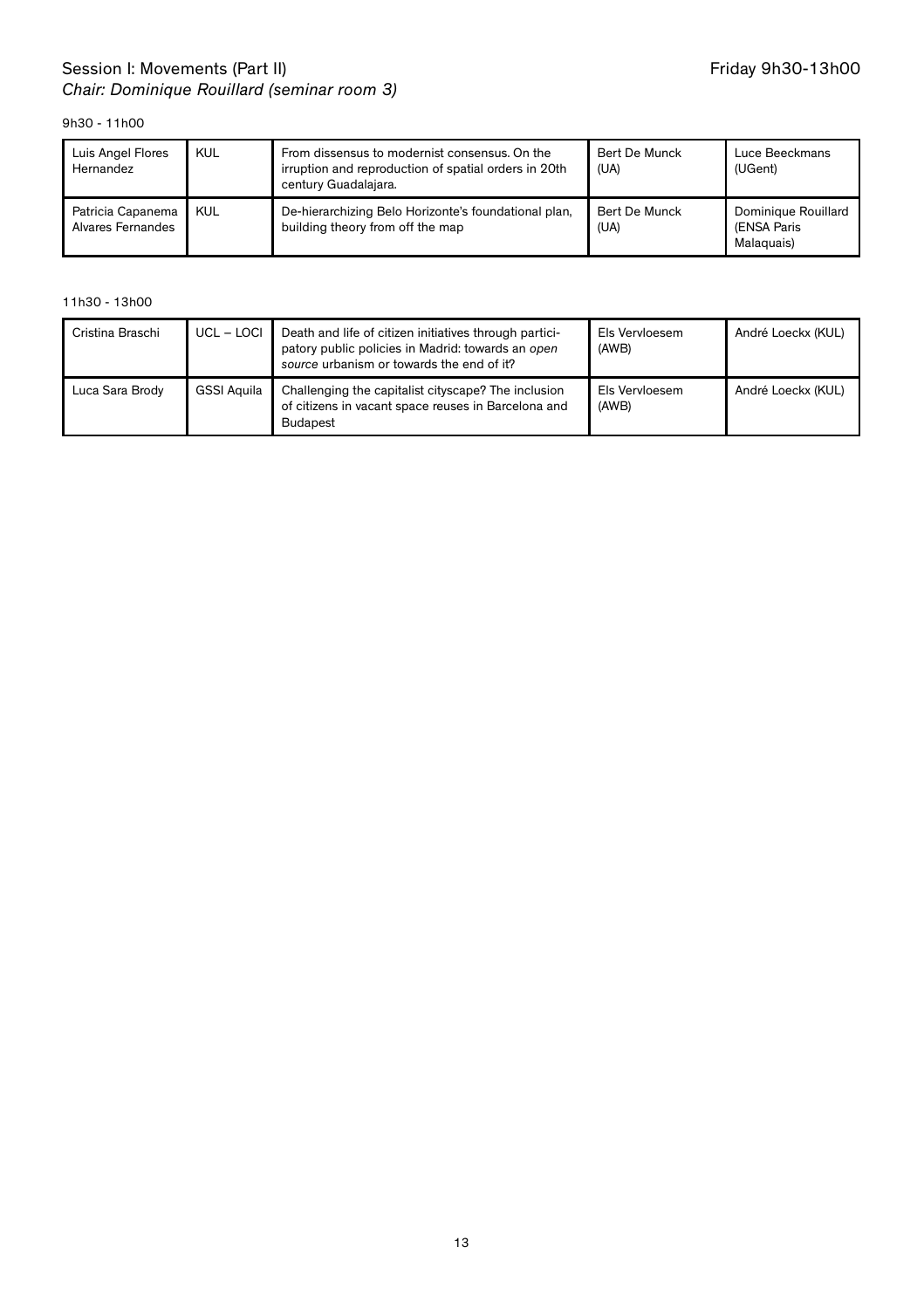## Session I: Movements (Part II)

*Chair: Dominique Rouillard (seminar room 3)*

Friday 9h30-13h00

9h30 - 11h00

| | | | | |
|---|---|---|---|---|
| Luis Angel Flores Hernandez | KUL | From dissensus to modernist consensus. On the irruption and reproduction of spatial orders in 20th century Guadalajara. | Bert De Munck (UA) | Luce Beeckmans (UGent) |
| Patricia Capanema Alvares Fernandes | KUL | De-hierarchizing Belo Horizonte's foundational plan, building theory from off the map | Bert De Munck (UA) | Dominique Rouillard (ENSA Paris Malaquais) |

11h30 - 13h00

| | | | | |
|---|---|---|---|---|
| Cristina Braschi | UCL – LOCI | Death and life of citizen initiatives through participatory public policies in Madrid: towards an *open source* urbanism or towards the end of it? | Els Vervloesem (AWB) | André Loeckx (KUL) |
| Luca Sara Brody | GSSI Aquila | Challenging the capitalist cityscape? The inclusion of citizens in vacant space reuses in Barcelona and Budapest | Els Vervloesem (AWB) | André Loeckx (KUL) |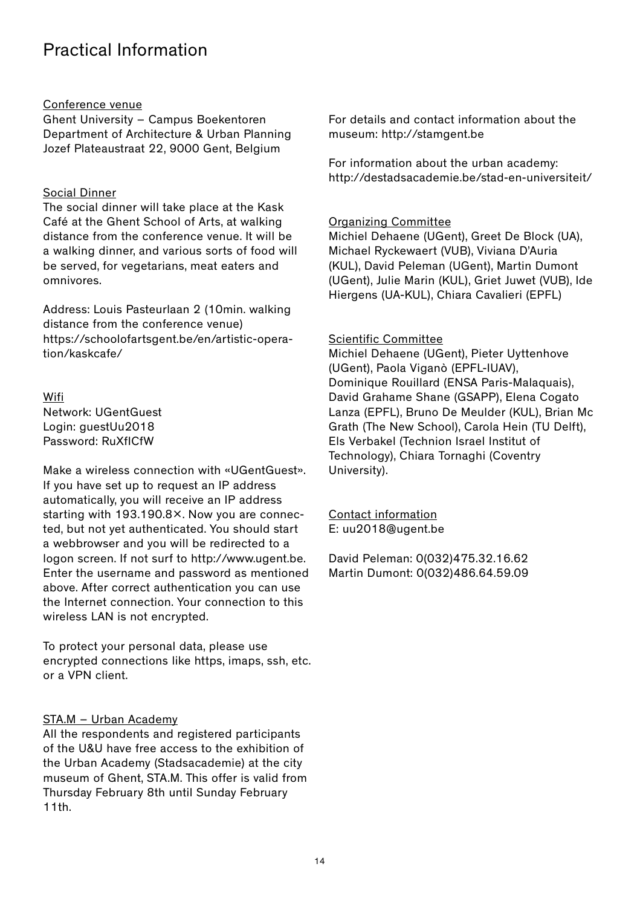# Practical Information

Conference venue

Ghent University – Campus Boekentoren
Department of Architecture & Urban Planning
Jozef Plateaustraat 22, 9000 Gent, Belgium

Social Dinner

The social dinner will take place at the Kask Café at the Ghent School of Arts, at walking distance from the conference venue. It will be a walking dinner, and various sorts of food will be served, for vegetarians, meat eaters and omnivores.

Address: Louis Pasteurlaan 2 (10min. walking distance from the conference venue)
https://schoolofartsgent.be/en/artistic-operation/kaskcafe/

Wifi

Network: UGentGuest
Login: guestUu2018
Password: RuXfICfW

Make a wireless connection with «UGentGuest». If you have set up to request an IP address automatically, you will receive an IP address starting with 193.190.8×. Now you are connected, but not yet authenticated. You should start a webbrowser and you will be redirected to a logon screen. If not surf to http://www.ugent.be. Enter the username and password as mentioned above. After correct authentication you can use the Internet connection. Your connection to this wireless LAN is not encrypted.

To protect your personal data, please use encrypted connections like https, imaps, ssh, etc. or a VPN client.

STA.M – Urban Academy

All the respondents and registered participants of the U&U have free access to the exhibition of the Urban Academy (Stadsacademie) at the city museum of Ghent, STA.M. This offer is valid from Thursday February 8th until Sunday February 11th.

For details and contact information about the museum: http://stamgent.be

For information about the urban academy: http://destadsacademie.be/stad-en-universiteit/

Organizing Committee

Michiel Dehaene (UGent), Greet De Block (UA), Michael Ryckewaert (VUB), Viviana D'Auria (KUL), David Peleman (UGent), Martin Dumont (UGent), Julie Marin (KUL), Griet Juwet (VUB), Ide Hiergens (UA-KUL), Chiara Cavalieri (EPFL)

Scientific Committee

Michiel Dehaene (UGent), Pieter Uyttenhove (UGent), Paola Viganò (EPFL-IUAV), Dominique Rouillard (ENSA Paris-Malaquais), David Grahame Shane (GSAPP), Elena Cogato Lanza (EPFL), Bruno De Meulder (KUL), Brian Mc Grath (The New School), Carola Hein (TU Delft), Els Verbakel (Technion Israel Institut of Technology), Chiara Tornaghi (Coventry University).

Contact information

E: uu2018@ugent.be

David Peleman: 0(032)475.32.16.62
Martin Dumont: 0(032)486.64.59.09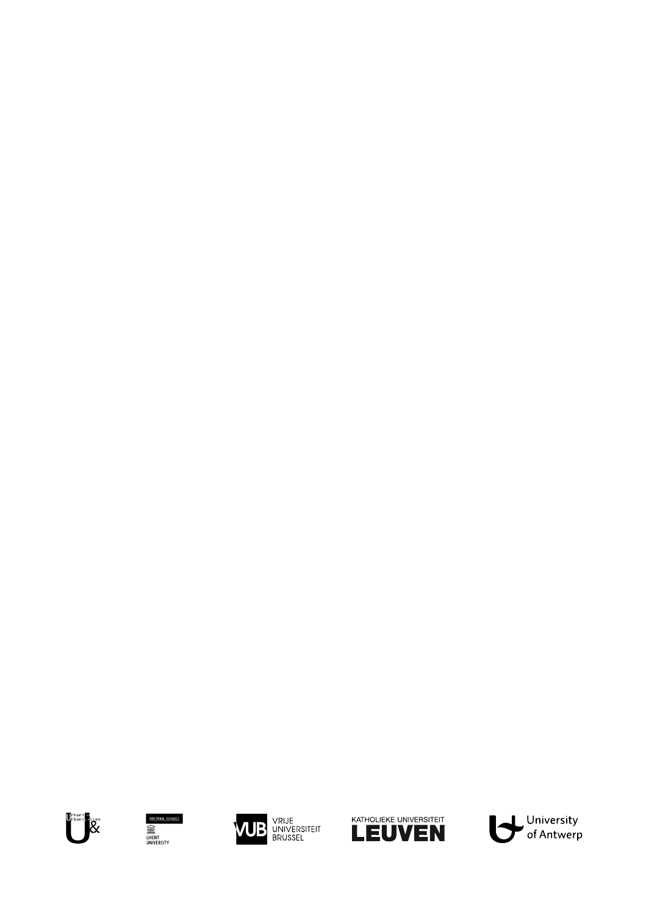Urbanism & Urbanization

DOCTORAL SCHOOLS

GHENT UNIVERSITY

VUB VRIJE UNIVERSITEIT BRUSSEL

KATHOLIEKE UNIVERSITEIT LEUVEN

University of Antwerp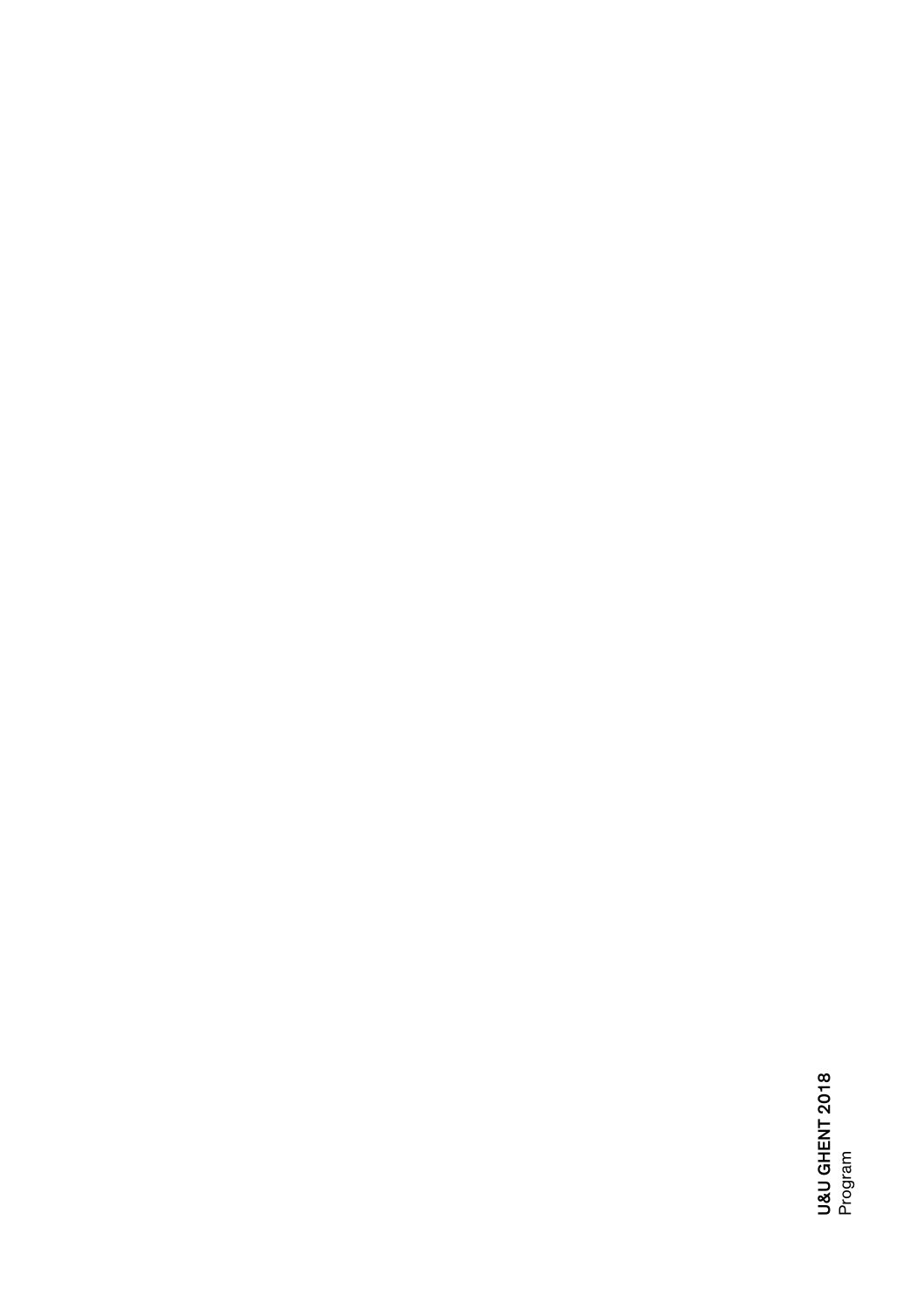**U&U GHENT 2018**
Program